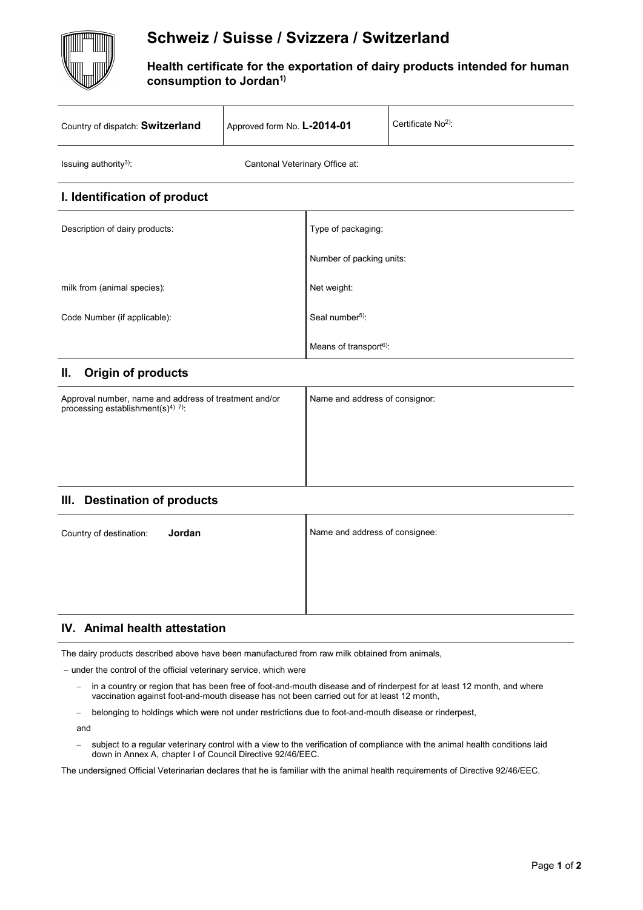# Schweiz / Suisse / Svizzera / Switzerland

## Health certificate for the exportation of dairy products intended for human consumption to Jordan[1)]

| | | |
|---|---|---|
| Country of dispatch: **Switzerland** | Approved form No. **L-2014-01** | Certificate No[2)]: |

Issuing authority[3)]: Cantonal Veterinary Office at:

## I. Identification of product

| | |
|---|---|
| Description of dairy products: | Type of packaging: |
| | Number of packing units: |
| milk from (animal species): | Net weight: |
| Code Number (if applicable): | Seal number[5)]: |
| | Means of transport[6)]: |

## II. Origin of products

| | |
|---|---|
| Approval number, name and address of treatment and/or processing establishment(s)[4) 7)]: | Name and address of consignor: |

## III. Destination of products

| | |
|---|---|
| Country of destination: **Jordan** | Name and address of consignee: |

## IV. Animal health attestation

The dairy products described above have been manufactured from raw milk obtained from animals,

- under the control of the official veterinary service, which were
  - in a country or region that has been free of foot-and-mouth disease and of rinderpest for at least 12 month, and where vaccination against foot-and-mouth disease has not been carried out for at least 12 month,
  - belonging to holdings which were not under restrictions due to foot-and-mouth disease or rinderpest,

  and

  - subject to a regular veterinary control with a view to the verification of compliance with the animal health conditions laid down in Annex A, chapter I of Council Directive 92/46/EEC.

The undersigned Official Veterinarian declares that he is familiar with the animal health requirements of Directive 92/46/EEC.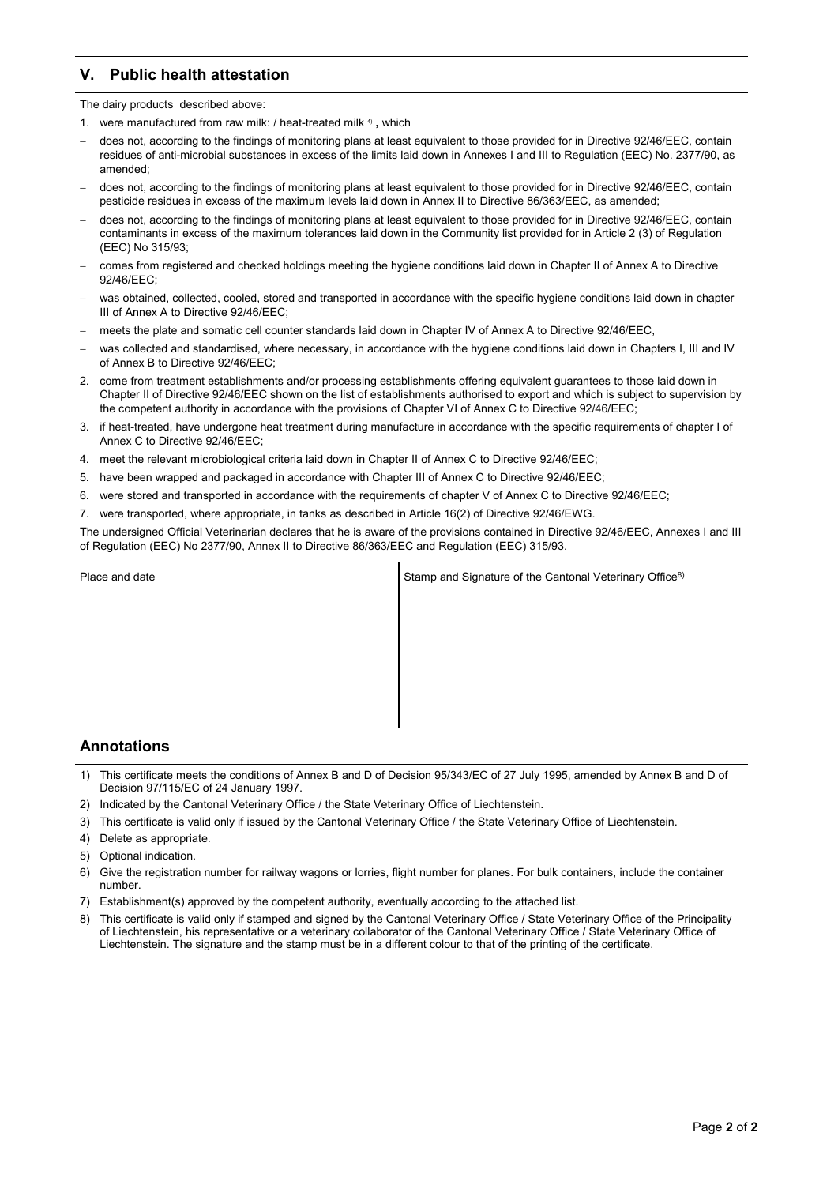## V. Public health attestation

The dairy products described above:

1. were manufactured from raw milk: / heat-treated milk [4]**,** which
   - does not, according to the findings of monitoring plans at least equivalent to those provided for in Directive 92/46/EEC, contain residues of anti-microbial substances in excess of the limits laid down in Annexes I and III to Regulation (EEC) No. 2377/90, as amended;
   - does not, according to the findings of monitoring plans at least equivalent to those provided for in Directive 92/46/EEC, contain pesticide residues in excess of the maximum levels laid down in Annex II to Directive 86/363/EEC, as amended;
   - does not, according to the findings of monitoring plans at least equivalent to those provided for in Directive 92/46/EEC, contain contaminants in excess of the maximum tolerances laid down in the Community list provided for in Article 2 (3) of Regulation (EEC) No 315/93;
   - comes from registered and checked holdings meeting the hygiene conditions laid down in Chapter II of Annex A to Directive 92/46/EEC;
   - was obtained, collected, cooled, stored and transported in accordance with the specific hygiene conditions laid down in chapter III of Annex A to Directive 92/46/EEC;
   - meets the plate and somatic cell counter standards laid down in Chapter IV of Annex A to Directive 92/46/EEC,
   - was collected and standardised, where necessary, in accordance with the hygiene conditions laid down in Chapters I, III and IV of Annex B to Directive 92/46/EEC;
2. come from treatment establishments and/or processing establishments offering equivalent guarantees to those laid down in Chapter II of Directive 92/46/EEC shown on the list of establishments authorised to export and which is subject to supervision by the competent authority in accordance with the provisions of Chapter VI of Annex C to Directive 92/46/EEC;
3. if heat-treated, have undergone heat treatment during manufacture in accordance with the specific requirements of chapter I of Annex C to Directive 92/46/EEC;
4. meet the relevant microbiological criteria laid down in Chapter II of Annex C to Directive 92/46/EEC;
5. have been wrapped and packaged in accordance with Chapter III of Annex C to Directive 92/46/EEC;
6. were stored and transported in accordance with the requirements of chapter V of Annex C to Directive 92/46/EEC;
7. were transported, where appropriate, in tanks as described in Article 16(2) of Directive 92/46/EWG.

The undersigned Official Veterinarian declares that he is aware of the provisions contained in Directive 92/46/EEC, Annexes I and III of Regulation (EEC) No 2377/90, Annex II to Directive 86/363/EEC and Regulation (EEC) 315/93.

| Place and date | Stamp and Signature of the Cantonal Veterinary Office[8] |
|---|---|
| | |

## Annotations

1) This certificate meets the conditions of Annex B and D of Decision 95/343/EC of 27 July 1995, amended by Annex B and D of Decision 97/115/EC of 24 January 1997.
2) Indicated by the Cantonal Veterinary Office / the State Veterinary Office of Liechtenstein.
3) This certificate is valid only if issued by the Cantonal Veterinary Office / the State Veterinary Office of Liechtenstein.
4) Delete as appropriate.
5) Optional indication.
6) Give the registration number for railway wagons or lorries, flight number for planes. For bulk containers, include the container number.
7) Establishment(s) approved by the competent authority, eventually according to the attached list.
8) This certificate is valid only if stamped and signed by the Cantonal Veterinary Office / State Veterinary Office of the Principality of Liechtenstein, his representative or a veterinary collaborator of the Cantonal Veterinary Office / State Veterinary Office of Liechtenstein. The signature and the stamp must be in a different colour to that of the printing of the certificate.